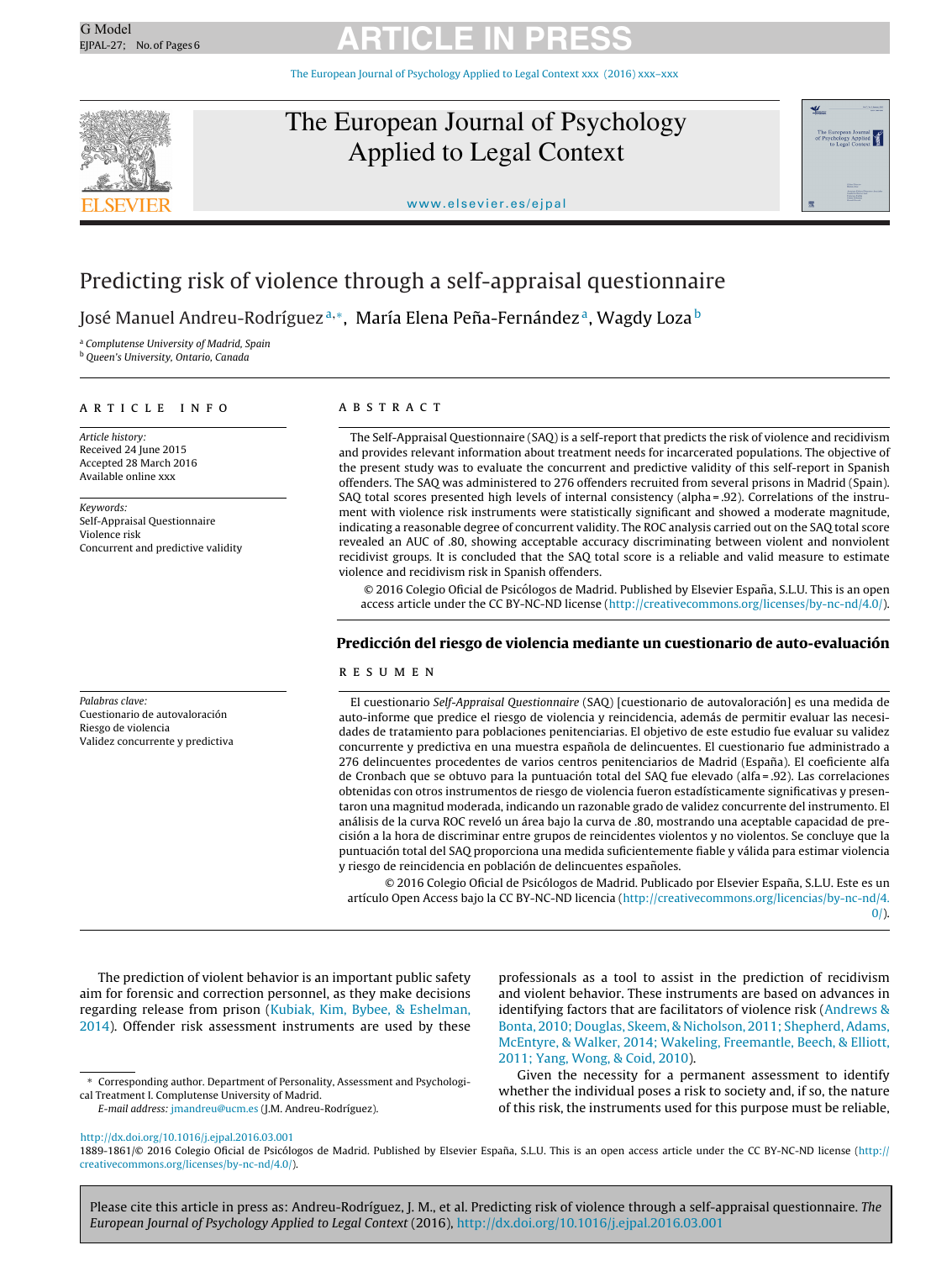# Predicting risk of violence through a self-appraisal questionnaire

José Manuel Andreu-Rodríguez [a,*], María Elena Peña-Fernández [a], Wagdy Loza [b]

[a] Complutense University of Madrid, Spain
[b] Queen's University, Ontario, Canada

**ARTICLE INFO**

*Article history:*
Received 24 June 2015
Accepted 28 March 2016
Available online xxx

*Keywords:*
Self-Appraisal Questionnaire
Violence risk
Concurrent and predictive validity

**ABSTRACT**

The Self-Appraisal Questionnaire (SAQ) is a self-report that predicts the risk of violence and recidivism and provides relevant information about treatment needs for incarcerated populations. The objective of the present study was to evaluate the concurrent and predictive validity of this self-report in Spanish offenders. The SAQ was administered to 276 offenders recruited from several prisons in Madrid (Spain). SAQ total scores presented high levels of internal consistency (alpha = .92). Correlations of the instrument with violence risk instruments were statistically significant and showed a moderate magnitude, indicating a reasonable degree of concurrent validity. The ROC analysis carried out on the SAQ total score revealed an AUC of .80, showing acceptable accuracy discriminating between violent and nonviolent recidivist groups. It is concluded that the SAQ total score is a reliable and valid measure to estimate violence and recidivism risk in Spanish offenders.

© 2016 Colegio Oficial de Psicólogos de Madrid. Published by Elsevier España, S.L.U. This is an open access article under the CC BY-NC-ND license (http://creativecommons.org/licenses/by-nc-nd/4.0/).

## Predicción del riesgo de violencia mediante un cuestionario de auto-evaluación

*Palabras clave:*
Cuestionario de autovaloración
Riesgo de violencia
Validez concurrente y predictiva

**RESUMEN**

El cuestionario *Self-Appraisal Questionnaire* (SAQ) [cuestionario de autovaloración] es una medida de auto-informe que predice el riesgo de violencia y reincidencia, además de permitir evaluar las necesidades de tratamiento para poblaciones penitenciarias. El objetivo de este estudio fue evaluar su validez concurrente y predictiva en una muestra española de delincuentes. El cuestionario fue administrado a 276 delincuentes procedentes de varios centros penitenciarios de Madrid (España). El coeficiente alfa de Cronbach que se obtuvo para la puntuación total del SAQ fue elevado (alfa = .92). Las correlaciones obtenidas con otros instrumentos de riesgo de violencia fueron estadísticamente significativas y presentaron una magnitud moderada, indicando un razonable grado de validez concurrente del instrumento. El análisis de la curva ROC reveló un área bajo la curva de .80, mostrando una aceptable capacidad de precisión a la hora de discriminar entre grupos de reincidentes violentos y no violentos. Se concluye que la puntuación total del SAQ proporciona una medida suficientemente fiable y válida para estimar violencia y riesgo de reincidencia en población de delincuentes españoles.

© 2016 Colegio Oficial de Psicólogos de Madrid. Publicado por Elsevier España, S.L.U. Este es un artículo Open Access bajo la CC BY-NC-ND licencia (http://creativecommons.org/licencias/by-nc-nd/4.0/).

The prediction of violent behavior is an important public safety aim for forensic and correction personnel, as they make decisions regarding release from prison (Kubiak, Kim, Bybee, & Eshelman, 2014). Offender risk assessment instruments are used by these professionals as a tool to assist in the prediction of recidivism and violent behavior. These instruments are based on advances in identifying factors that are facilitators of violence risk (Andrews & Bonta, 2010; Douglas, Skeem, & Nicholson, 2011; Shepherd, Adams, McEntyre, & Walker, 2014; Wakeling, Freemantle, Beech, & Elliott, 2011; Yang, Wong, & Coid, 2010).

Given the necessity for a permanent assessment to identify whether the individual poses a risk to society and, if so, the nature of this risk, the instruments used for this purpose must be reliable,

* Corresponding author. Department of Personality, Assessment and Psychological Treatment I. Complutense University of Madrid.
E-mail address: jmandreu@ucm.es (J.M. Andreu-Rodríguez).

http://dx.doi.org/10.1016/j.ejpal.2016.03.001
1889-1861/© 2016 Colegio Oficial de Psicólogos de Madrid. Published by Elsevier España, S.L.U. This is an open access article under the CC BY-NC-ND license (http://creativecommons.org/licenses/by-nc-nd/4.0/).

Please cite this article in press as: Andreu-Rodríguez, J. M., et al. Predicting risk of violence through a self-appraisal questionnaire. *The European Journal of Psychology Applied to Legal Context* (2016), http://dx.doi.org/10.1016/j.ejpal.2016.03.001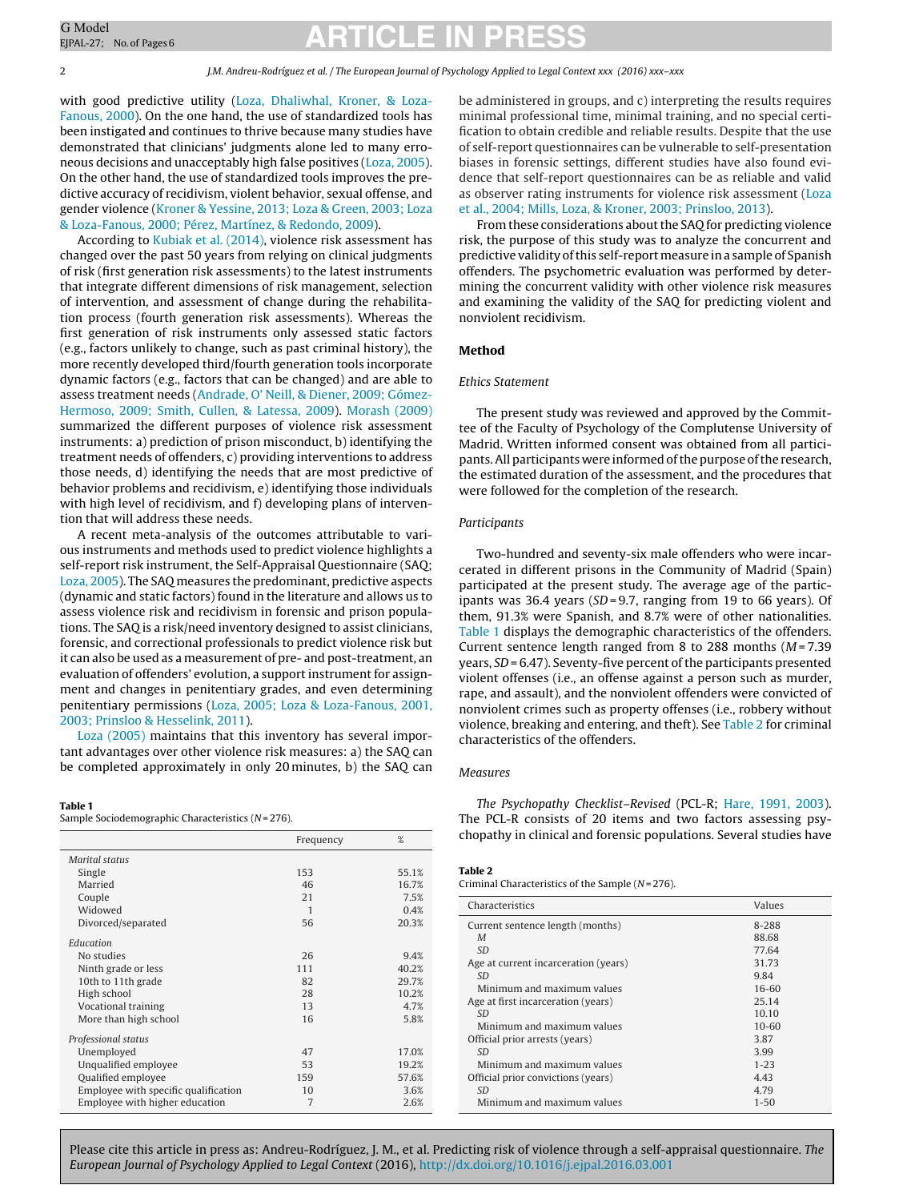with good predictive utility (Loza, Dhaliwhal, Kroner, & Loza-Fanous, 2000). On the one hand, the use of standardized tools has been instigated and continues to thrive because many studies have demonstrated that clinicians' judgments alone led to many erroneous decisions and unacceptably high false positives (Loza, 2005). On the other hand, the use of standardized tools improves the predictive accuracy of recidivism, violent behavior, sexual offense, and gender violence (Kroner & Yessine, 2013; Loza & Green, 2003; Loza & Loza-Fanous, 2000; Pérez, Martínez, & Redondo, 2009).

According to Kubiak et al. (2014), violence risk assessment has changed over the past 50 years from relying on clinical judgments of risk (first generation risk assessments) to the latest instruments that integrate different dimensions of risk management, selection of intervention, and assessment of change during the rehabilitation process (fourth generation risk assessments). Whereas the first generation of risk instruments only assessed static factors (e.g., factors unlikely to change, such as past criminal history), the more recently developed third/fourth generation tools incorporate dynamic factors (e.g., factors that can be changed) and are able to assess treatment needs (Andrade, O' Neill, & Diener, 2009; Gómez-Hermoso, 2009; Smith, Cullen, & Latessa, 2009). Morash (2009) summarized the different purposes of violence risk assessment instruments: a) prediction of prison misconduct, b) identifying the treatment needs of offenders, c) providing interventions to address those needs, d) identifying the needs that are most predictive of behavior problems and recidivism, e) identifying those individuals with high level of recidivism, and f) developing plans of intervention that will address these needs.

A recent meta-analysis of the outcomes attributable to various instruments and methods used to predict violence highlights a self-report risk instrument, the Self-Appraisal Questionnaire (SAQ; Loza, 2005). The SAQ measures the predominant, predictive aspects (dynamic and static factors) found in the literature and allows us to assess violence risk and recidivism in forensic and prison populations. The SAQ is a risk/need inventory designed to assist clinicians, forensic, and correctional professionals to predict violence risk but it can also be used as a measurement of pre- and post-treatment, an evaluation of offenders' evolution, a support instrument for assignment and changes in penitentiary grades, and even determining penitentiary permissions (Loza, 2005; Loza & Loza-Fanous, 2001, 2003; Prinsloo & Hesselink, 2011).

Loza (2005) maintains that this inventory has several important advantages over other violence risk measures: a) the SAQ can be completed approximately in only 20 minutes, b) the SAQ can be administered in groups, and c) interpreting the results requires minimal professional time, minimal training, and no special certification to obtain credible and reliable results. Despite that the use of self-report questionnaires can be vulnerable to self-presentation biases in forensic settings, different studies have also found evidence that self-report questionnaires can be as reliable and valid as observer rating instruments for violence risk assessment (Loza et al., 2004; Mills, Loza, & Kroner, 2003; Prinsloo, 2013).

From these considerations about the SAQ for predicting violence risk, the purpose of this study was to analyze the concurrent and predictive validity of this self-report measure in a sample of Spanish offenders. The psychometric evaluation was performed by determining the concurrent validity with other violence risk measures and examining the validity of the SAQ for predicting violent and nonviolent recidivism.

## Method

### *Ethics Statement*

The present study was reviewed and approved by the Committee of the Faculty of Psychology of the Complutense University of Madrid. Written informed consent was obtained from all participants. All participants were informed of the purpose of the research, the estimated duration of the assessment, and the procedures that were followed for the completion of the research.

### *Participants*

Two-hundred and seventy-six male offenders who were incarcerated in different prisons in the Community of Madrid (Spain) participated at the present study. The average age of the participants was 36.4 years (*SD* = 9.7, ranging from 19 to 66 years). Of them, 91.3% were Spanish, and 8.7% were of other nationalities. Table 1 displays the demographic characteristics of the offenders. Current sentence length ranged from 8 to 288 months (*M* = 7.39 years, *SD* = 6.47). Seventy-five percent of the participants presented violent offenses (i.e., an offense against a person such as murder, rape, and assault), and the nonviolent offenders were convicted of nonviolent crimes such as property offenses (i.e., robbery without violence, breaking and entering, and theft). See Table 2 for criminal characteristics of the offenders.

### *Measures*

*The Psychopathy Checklist–Revised* (PCL-R; Hare, 1991, 2003). The PCL-R consists of 20 items and two factors assessing psychopathy in clinical and forensic populations. Several studies have

**Table 1**
Sample Sociodemographic Characteristics (*N* = 276).

| | Frequency | % |
|---|---|---|
| *Marital status* | | |
| Single | 153 | 55.1% |
| Married | 46 | 16.7% |
| Couple | 21 | 7.5% |
| Widowed | 1 | 0.4% |
| Divorced/separated | 56 | 20.3% |
| *Education* | | |
| No studies | 26 | 9.4% |
| Ninth grade or less | 111 | 40.2% |
| 10th to 11th grade | 82 | 29.7% |
| High school | 28 | 10.2% |
| Vocational training | 13 | 4.7% |
| More than high school | 16 | 5.8% |
| *Professional status* | | |
| Unemployed | 47 | 17.0% |
| Unqualified employee | 53 | 19.2% |
| Qualified employee | 159 | 57.6% |
| Employee with specific qualification | 10 | 3.6% |
| Employee with higher education | 7 | 2.6% |

**Table 2**
Criminal Characteristics of the Sample (*N* = 276).

| Characteristics | Values |
|---|---|
| Current sentence length (months) | 8-288 |
| *M* | 88.68 |
| *SD* | 77.64 |
| Age at current incarceration (years) | 31.73 |
| *SD* | 9.84 |
| Minimum and maximum values | 16-60 |
| Age at first incarceration (years) | 25.14 |
| *SD* | 10.10 |
| Minimum and maximum values | 10-60 |
| Official prior arrests (years) | 3.87 |
| *SD* | 3.99 |
| Minimum and maximum values | 1-23 |
| Official prior convictions (years) | 4.43 |
| *SD* | 4.79 |
| Minimum and maximum values | 1-50 |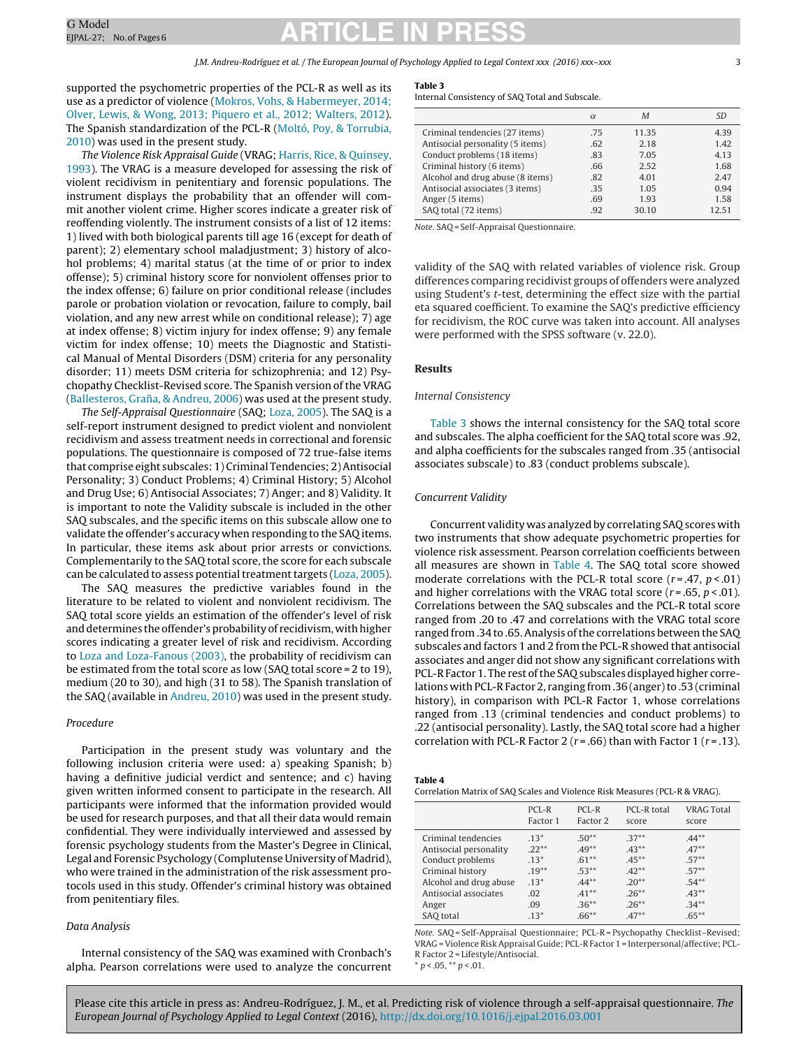supported the psychometric properties of the PCL-R as well as its use as a predictor of violence (Mokros, Vohs, & Habermeyer, 2014; Olver, Lewis, & Wong, 2013; Piquero et al., 2012; Walters, 2012). The Spanish standardization of the PCL-R (Moltó, Poy, & Torrubia, 2010) was used in the present study.

*The Violence Risk Appraisal Guide* (VRAG; Harris, Rice, & Quinsey, 1993). The VRAG is a measure developed for assessing the risk of violent recidivism in penitentiary and forensic populations. The instrument displays the probability that an offender will commit another violent crime. Higher scores indicate a greater risk of reoffending violently. The instrument consists of a list of 12 items: 1) lived with both biological parents till age 16 (except for death of parent); 2) elementary school maladjustment; 3) history of alcohol problems; 4) marital status (at the time of or prior to index offense); 5) criminal history score for nonviolent offenses prior to the index offense; 6) failure on prior conditional release (includes parole or probation violation or revocation, failure to comply, bail violation, and any new arrest while on conditional release); 7) age at index offense; 8) victim injury for index offense; 9) any female victim for index offense; 10) meets the Diagnostic and Statistical Manual of Mental Disorders (DSM) criteria for any personality disorder; 11) meets DSM criteria for schizophrenia; and 12) Psychopathy Checklist-Revised score. The Spanish version of the VRAG (Ballesteros, Graña, & Andreu, 2006) was used at the present study.

*The Self-Appraisal Questionnaire* (SAQ; Loza, 2005). The SAQ is a self-report instrument designed to predict violent and nonviolent recidivism and assess treatment needs in correctional and forensic populations. The questionnaire is composed of 72 true-false items that comprise eight subscales: 1) Criminal Tendencies; 2) Antisocial Personality; 3) Conduct Problems; 4) Criminal History; 5) Alcohol and Drug Use; 6) Antisocial Associates; 7) Anger; and 8) Validity. It is important to note the Validity subscale is included in the other SAQ subscales, and the specific items on this subscale allow one to validate the offender's accuracy when responding to the SAQ items. In particular, these items ask about prior arrests or convictions. Complementarily to the SAQ total score, the score for each subscale can be calculated to assess potential treatment targets (Loza, 2005).

The SAQ measures the predictive variables found in the literature to be related to violent and nonviolent recidivism. The SAQ total score yields an estimation of the offender's level of risk and determines the offender's probability of recidivism, with higher scores indicating a greater level of risk and recidivism. According to Loza and Loza-Fanous (2003), the probability of recidivism can be estimated from the total score as low (SAQ total score = 2 to 19), medium (20 to 30), and high (31 to 58). The Spanish translation of the SAQ (available in Andreu, 2010) was used in the present study.

### Procedure

Participation in the present study was voluntary and the following inclusion criteria were used: a) speaking Spanish; b) having a definitive judicial verdict and sentence; and c) having given written informed consent to participate in the research. All participants were informed that the information provided would be used for research purposes, and that all their data would remain confidential. They were individually interviewed and assessed by forensic psychology students from the Master's Degree in Clinical, Legal and Forensic Psychology (Complutense University of Madrid), who were trained in the administration of the risk assessment protocols used in this study. Offender's criminal history was obtained from penitentiary files.

### Data Analysis

Internal consistency of the SAQ was examined with Cronbach's alpha. Pearson correlations were used to analyze the concurrent validity of the SAQ with related variables of violence risk. Group differences comparing recidivist groups of offenders were analyzed using Student's *t*-test, determining the effect size with the partial eta squared coefficient. To examine the SAQ's predictive efficiency for recidivism, the ROC curve was taken into account. All analyses were performed with the SPSS software (v. 22.0).

**Table 3**
Internal Consistency of SAQ Total and Subscale.

| | $\alpha$ | *M* | *SD* |
|---|---|---|---|
| Criminal tendencies (27 items) | .75 | 11.35 | 4.39 |
| Antisocial personality (5 items) | .62 | 2.18 | 1.42 |
| Conduct problems (18 items) | .83 | 7.05 | 4.13 |
| Criminal history (6 items) | .66 | 2.52 | 1.68 |
| Alcohol and drug abuse (8 items) | .82 | 4.01 | 2.47 |
| Antisocial associates (3 items) | .35 | 1.05 | 0.94 |
| Anger (5 items) | .69 | 1.93 | 1.58 |
| SAQ total (72 items) | .92 | 30.10 | 12.51 |

*Note*. SAQ = Self-Appraisal Questionnaire.

## Results

### Internal Consistency

Table 3 shows the internal consistency for the SAQ total score and subscales. The alpha coefficient for the SAQ total score was .92, and alpha coefficients for the subscales ranged from .35 (antisocial associates subscale) to .83 (conduct problems subscale).

### Concurrent Validity

Concurrent validity was analyzed by correlating SAQ scores with two instruments that show adequate psychometric properties for violence risk assessment. Pearson correlation coefficients between all measures are shown in Table 4. The SAQ total score showed moderate correlations with the PCL-R total score ($r = .47$, $p < .01$) and higher correlations with the VRAG total score ($r = .65$, $p < .01$). Correlations between the SAQ subscales and the PCL-R total score ranged from .20 to .47 and correlations with the VRAG total score ranged from .34 to .65. Analysis of the correlations between the SAQ subscales and factors 1 and 2 from the PCL-R showed that antisocial associates and anger did not show any significant correlations with PCL-R Factor 1. The rest of the SAQ subscales displayed higher correlations with PCL-R Factor 2, ranging from .36 (anger) to .53 (criminal history), in comparison with PCL-R Factor 1, whose correlations ranged from .13 (criminal tendencies and conduct problems) to .22 (antisocial personality). Lastly, the SAQ total score had a higher correlation with PCL-R Factor 2 ($r = .66$) than with Factor 1 ($r = .13$).

**Table 4**
Correlation Matrix of SAQ Scales and Violence Risk Measures (PCL-R & VRAG).

| | PCL-R Factor 1 | PCL-R Factor 2 | PCL-R total score | VRAG Total score |
|---|---|---|---|---|
| Criminal tendencies | .13* | .50** | .37** | .44** |
| Antisocial personality | .22** | .49** | .43** | .47** |
| Conduct problems | .13* | .61** | .45** | .57** |
| Criminal history | .19** | .53** | .42** | .57** |
| Alcohol and drug abuse | .13* | .44** | .20** | .54** |
| Antisocial associates | .02 | .41** | .26** | .43** |
| Anger | .09 | .36** | .26** | .34** |
| SAQ total | .13* | .66** | .47** | .65** |

*Note.* SAQ = Self-Appraisal Questionnaire; PCL-R = Psychopathy Checklist–Revised; VRAG = Violence Risk Appraisal Guide; PCL-R Factor 1 = Interpersonal/affective; PCL-R Factor 2 = Lifestyle/Antisocial.
* $p < .05$, ** $p < .01$.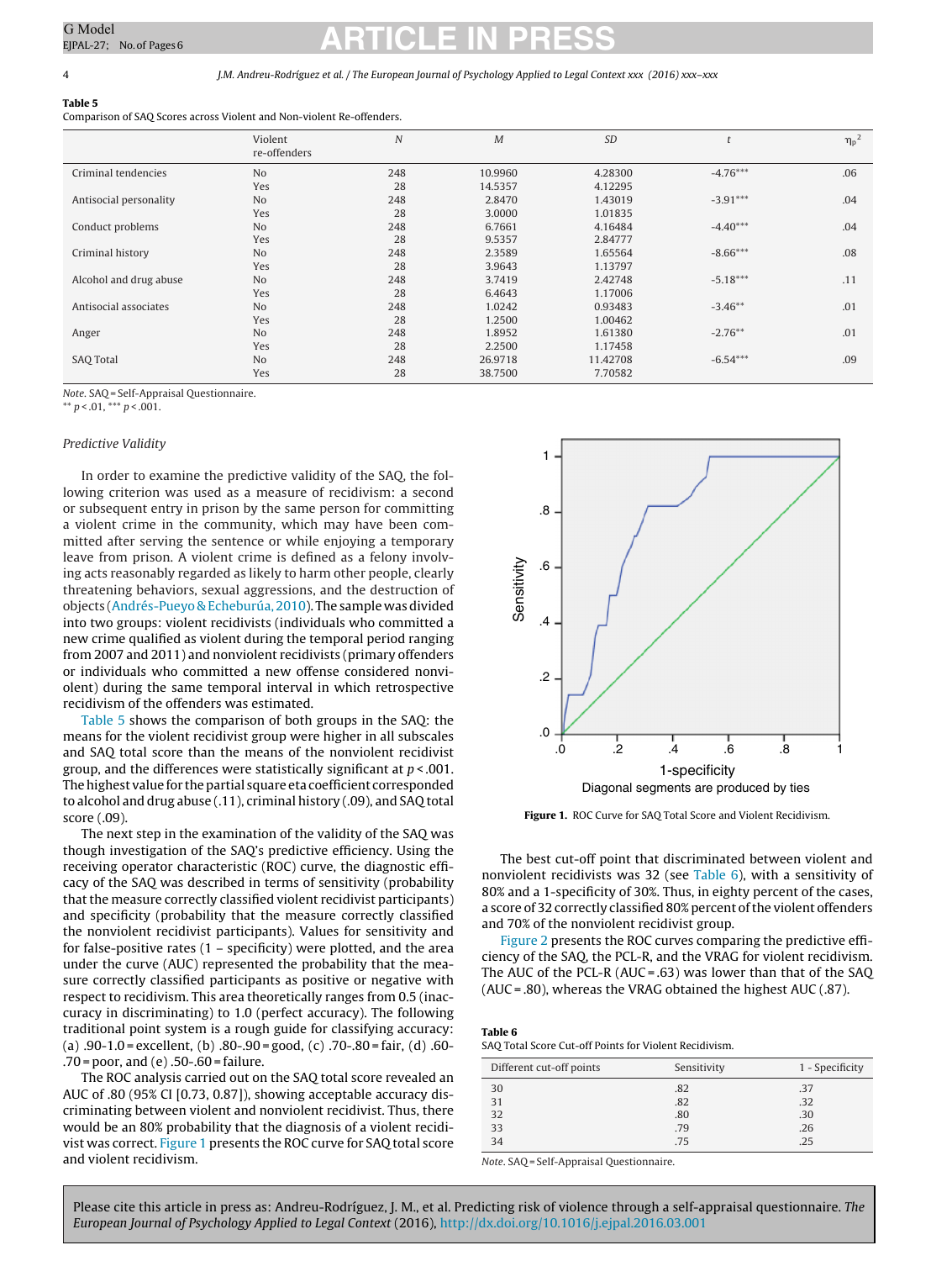**Table 5**
Comparison of SAQ Scores across Violent and Non-violent Re-offenders.

| | Violent re-offenders | $N$ | $M$ | $SD$ | $t$ | $\eta_p^2$ |
|---|---|---|---|---|---|---|
| Criminal tendencies | No | 248 | 10.9960 | 4.28300 | -4.76*** | .06 |
| | Yes | 28 | 14.5357 | 4.12295 | | |
| Antisocial personality | No | 248 | 2.8470 | 1.43019 | -3.91*** | .04 |
| | Yes | 28 | 3.0000 | 1.01835 | | |
| Conduct problems | No | 248 | 6.7661 | 4.16484 | -4.40*** | .04 |
| | Yes | 28 | 9.5357 | 2.84777 | | |
| Criminal history | No | 248 | 2.3589 | 1.65564 | -8.66*** | .08 |
| | Yes | 28 | 3.9643 | 1.13797 | | |
| Alcohol and drug abuse | No | 248 | 3.7419 | 2.42748 | -5.18*** | .11 |
| | Yes | 28 | 6.4643 | 1.17006 | | |
| Antisocial associates | No | 248 | 1.0242 | 0.93483 | -3.46** | .01 |
| | Yes | 28 | 1.2500 | 1.00462 | | |
| Anger | No | 248 | 1.8952 | 1.61380 | -2.76** | .01 |
| | Yes | 28 | 2.2500 | 1.17458 | | |
| SAQ Total | No | 248 | 26.9718 | 11.42708 | -6.54*** | .09 |
| | Yes | 28 | 38.7500 | 7.70582 | | |

*Note*. SAQ = Self-Appraisal Questionnaire.
** $p < .01$, *** $p < .001$.

### Predictive Validity

In order to examine the predictive validity of the SAQ, the following criterion was used as a measure of recidivism: a second or subsequent entry in prison by the same person for committing a violent crime in the community, which may have been committed after serving the sentence or while enjoying a temporary leave from prison. A violent crime is defined as a felony involving acts reasonably regarded as likely to harm other people, clearly threatening behaviors, sexual aggressions, and the destruction of objects (Andrés-Pueyo & Echeburúa, 2010). The sample was divided into two groups: violent recidivists (individuals who committed a new crime qualified as violent during the temporal period ranging from 2007 and 2011) and nonviolent recidivists (primary offenders or individuals who committed a new offense considered nonviolent) during the same temporal interval in which retrospective recidivism of the offenders was estimated.

Table 5 shows the comparison of both groups in the SAQ: the means for the violent recidivist group were higher in all subscales and SAQ total score than the means of the nonviolent recidivist group, and the differences were statistically significant at $p < .001$. The highest value for the partial square eta coefficient corresponded to alcohol and drug abuse (.11), criminal history (.09), and SAQ total score (.09).

The next step in the examination of the validity of the SAQ was though investigation of the SAQ's predictive efficiency. Using the receiving operator characteristic (ROC) curve, the diagnostic efficacy of the SAQ was described in terms of sensitivity (probability that the measure correctly classified violent recidivist participants) and specificity (probability that the measure correctly classified the nonviolent recidivist participants). Values for sensitivity and for false-positive rates (1 – specificity) were plotted, and the area under the curve (AUC) represented the probability that the measure correctly classified participants as positive or negative with respect to recidivism. This area theoretically ranges from 0.5 (inaccuracy in discriminating) to 1.0 (perfect accuracy). The following traditional point system is a rough guide for classifying accuracy: (a) .90-1.0 = excellent, (b) .80-.90 = good, (c) .70-.80 = fair, (d) .60-.70 = poor, and (e) .50-.60 = failure.

The ROC analysis carried out on the SAQ total score revealed an AUC of .80 (95% CI [0.73, 0.87]), showing acceptable accuracy discriminating between violent and nonviolent recidivist. Thus, there would be an 80% probability that the diagnosis of a violent recidivist was correct. Figure 1 presents the ROC curve for SAQ total score and violent recidivism.

**Figure 1.** ROC Curve for SAQ Total Score and Violent Recidivism.

The best cut-off point that discriminated between violent and nonviolent recidivists was 32 (see Table 6), with a sensitivity of 80% and a 1-specificity of 30%. Thus, in eighty percent of the cases, a score of 32 correctly classified 80% percent of the violent offenders and 70% of the nonviolent recidivist group.

Figure 2 presents the ROC curves comparing the predictive efficiency of the SAQ, the PCL-R, and the VRAG for violent recidivism. The AUC of the PCL-R (AUC = .63) was lower than that of the SAQ (AUC = .80), whereas the VRAG obtained the highest AUC (.87).

**Table 6**
SAQ Total Score Cut-off Points for Violent Recidivism.

| Different cut-off points | Sensitivity | 1 - Specificity |
|---|---|---|
| 30 | .82 | .37 |
| 31 | .82 | .32 |
| 32 | .80 | .30 |
| 33 | .79 | .26 |
| 34 | .75 | .25 |

*Note*. SAQ = Self-Appraisal Questionnaire.

Please cite this article in press as: Andreu-Rodríguez, J. M., et al. Predicting risk of violence through a self-appraisal questionnaire. *The European Journal of Psychology Applied to Legal Context* (2016), http://dx.doi.org/10.1016/j.ejpal.2016.03.001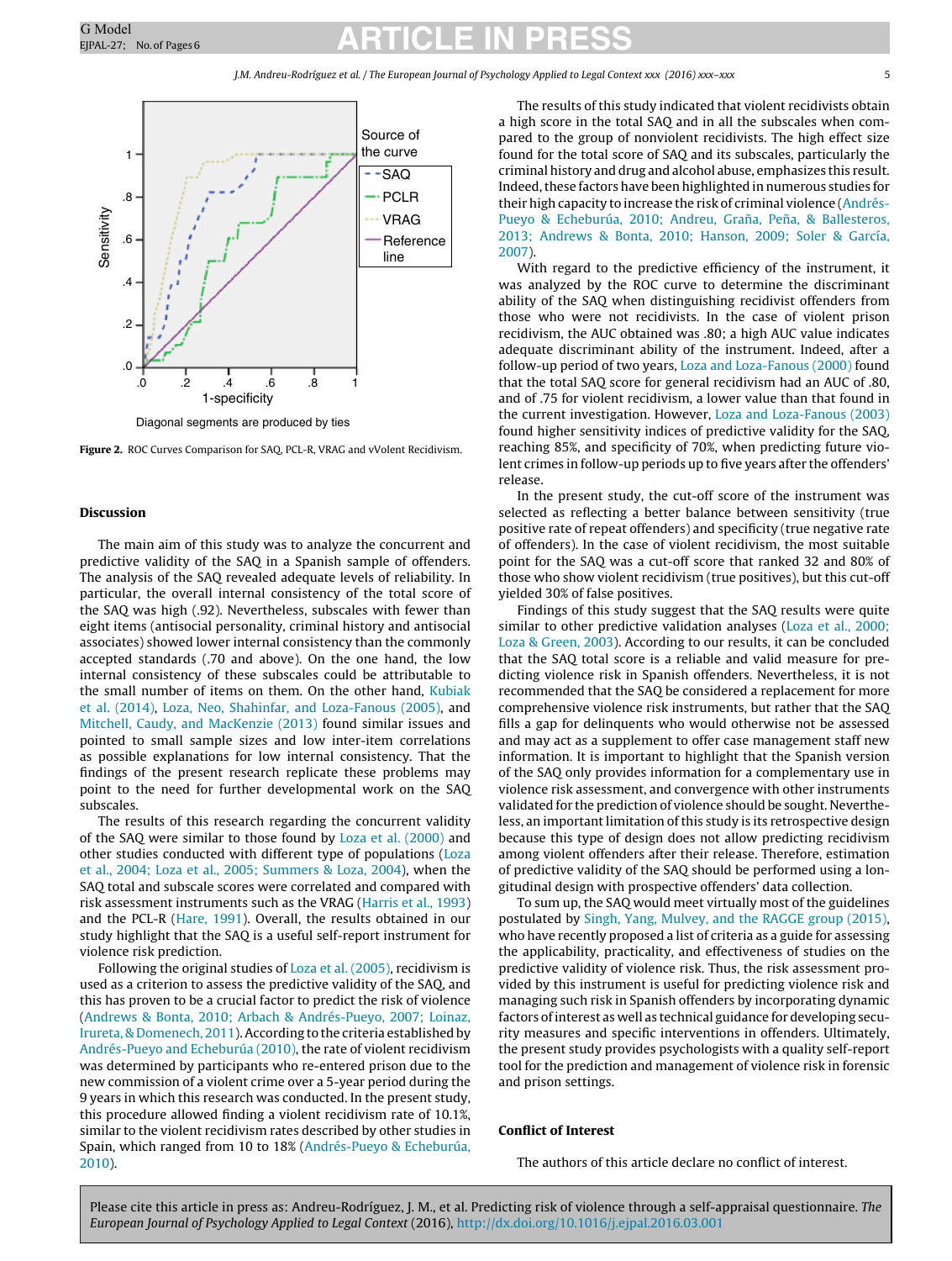Source of the curve

SAQ

PCLR

VRAG

Reference line

Sensitivity

1-specificity

1

.8

.6

.4

.2

.0

.0

.2

.4

.6

.8

1

Diagonal segments are produced by ties

**Figure 2.** ROC Curves Comparison for SAQ, PCL-R, VRAG and vVolent Recidivism.

## Discussion

The main aim of this study was to analyze the concurrent and predictive validity of the SAQ in a Spanish sample of offenders. The analysis of the SAQ revealed adequate levels of reliability. In particular, the overall internal consistency of the total score of the SAQ was high (.92). Nevertheless, subscales with fewer than eight items (antisocial personality, criminal history and antisocial associates) showed lower internal consistency than the commonly accepted standards (.70 and above). On the one hand, the low internal consistency of these subscales could be attributable to the small number of items on them. On the other hand, Kubiak et al. (2014), Loza, Neo, Shahinfar, and Loza-Fanous (2005), and Mitchell, Caudy, and MacKenzie (2013) found similar issues and pointed to small sample sizes and low inter-item correlations as possible explanations for low internal consistency. That the findings of the present research replicate these problems may point to the need for further developmental work on the SAQ subscales.

The results of this research regarding the concurrent validity of the SAQ were similar to those found by Loza et al. (2000) and other studies conducted with different type of populations (Loza et al., 2004; Loza et al., 2005; Summers & Loza, 2004), when the SAQ total and subscale scores were correlated and compared with risk assessment instruments such as the VRAG (Harris et al., 1993) and the PCL-R (Hare, 1991). Overall, the results obtained in our study highlight that the SAQ is a useful self-report instrument for violence risk prediction.

Following the original studies of Loza et al. (2005), recidivism is used as a criterion to assess the predictive validity of the SAQ, and this has proven to be a crucial factor to predict the risk of violence (Andrews & Bonta, 2010; Arbach & Andrés-Pueyo, 2007; Loinaz, Irureta, & Domenech, 2011). According to the criteria established by Andrés-Pueyo and Echeburúa (2010), the rate of violent recidivism was determined by participants who re-entered prison due to the new commission of a violent crime over a 5-year period during the 9 years in which this research was conducted. In the present study, this procedure allowed finding a violent recidivism rate of 10.1%, similar to the violent recidivism rates described by other studies in Spain, which ranged from 10 to 18% (Andrés-Pueyo & Echeburúa, 2010).

The results of this study indicated that violent recidivists obtain a high score in the total SAQ and in all the subscales when compared to the group of nonviolent recidivists. The high effect size found for the total score of SAQ and its subscales, particularly the criminal history and drug and alcohol abuse, emphasizes this result. Indeed, these factors have been highlighted in numerous studies for their high capacity to increase the risk of criminal violence (Andrés-Pueyo & Echeburúa, 2010; Andreu, Graña, Peña, & Ballesteros, 2013; Andrews & Bonta, 2010; Hanson, 2009; Soler & García, 2007).

With regard to the predictive efficiency of the instrument, it was analyzed by the ROC curve to determine the discriminant ability of the SAQ when distinguishing recidivist offenders from those who were not recidivists. In the case of violent prison recidivism, the AUC obtained was .80; a high AUC value indicates adequate discriminant ability of the instrument. Indeed, after a follow-up period of two years, Loza and Loza-Fanous (2000) found that the total SAQ score for general recidivism had an AUC of .80, and of .75 for violent recidivism, a lower value than that found in the current investigation. However, Loza and Loza-Fanous (2003) found higher sensitivity indices of predictive validity for the SAQ, reaching 85%, and specificity of 70%, when predicting future violent crimes in follow-up periods up to five years after the offenders' release.

In the present study, the cut-off score of the instrument was selected as reflecting a better balance between sensitivity (true positive rate of repeat offenders) and specificity (true negative rate of offenders). In the case of violent recidivism, the most suitable point for the SAQ was a cut-off score that ranked 32 and 80% of those who show violent recidivism (true positives), but this cut-off yielded 30% of false positives.

Findings of this study suggest that the SAQ results were quite similar to other predictive validation analyses (Loza et al., 2000; Loza & Green, 2003). According to our results, it can be concluded that the SAQ total score is a reliable and valid measure for predicting violence risk in Spanish offenders. Nevertheless, it is not recommended that the SAQ be considered a replacement for more comprehensive violence risk instruments, but rather that the SAQ fills a gap for delinquents who would otherwise not be assessed and may act as a supplement to offer case management staff new information. It is important to highlight that the Spanish version of the SAQ only provides information for a complementary use in violence risk assessment, and convergence with other instruments validated for the prediction of violence should be sought. Nevertheless, an important limitation of this study is its retrospective design because this type of design does not allow predicting recidivism among violent offenders after their release. Therefore, estimation of predictive validity of the SAQ should be performed using a longitudinal design with prospective offenders' data collection.

To sum up, the SAQ would meet virtually most of the guidelines postulated by Singh, Yang, Mulvey, and the RAGGE group (2015), who have recently proposed a list of criteria as a guide for assessing the applicability, practicality, and effectiveness of studies on the predictive validity of violence risk. Thus, the risk assessment provided by this instrument is useful for predicting violence risk and managing such risk in Spanish offenders by incorporating dynamic factors of interest as well as technical guidance for developing security measures and specific interventions in offenders. Ultimately, the present study provides psychologists with a quality self-report tool for the prediction and management of violence risk in forensic and prison settings.

## Conflict of Interest

The authors of this article declare no conflict of interest.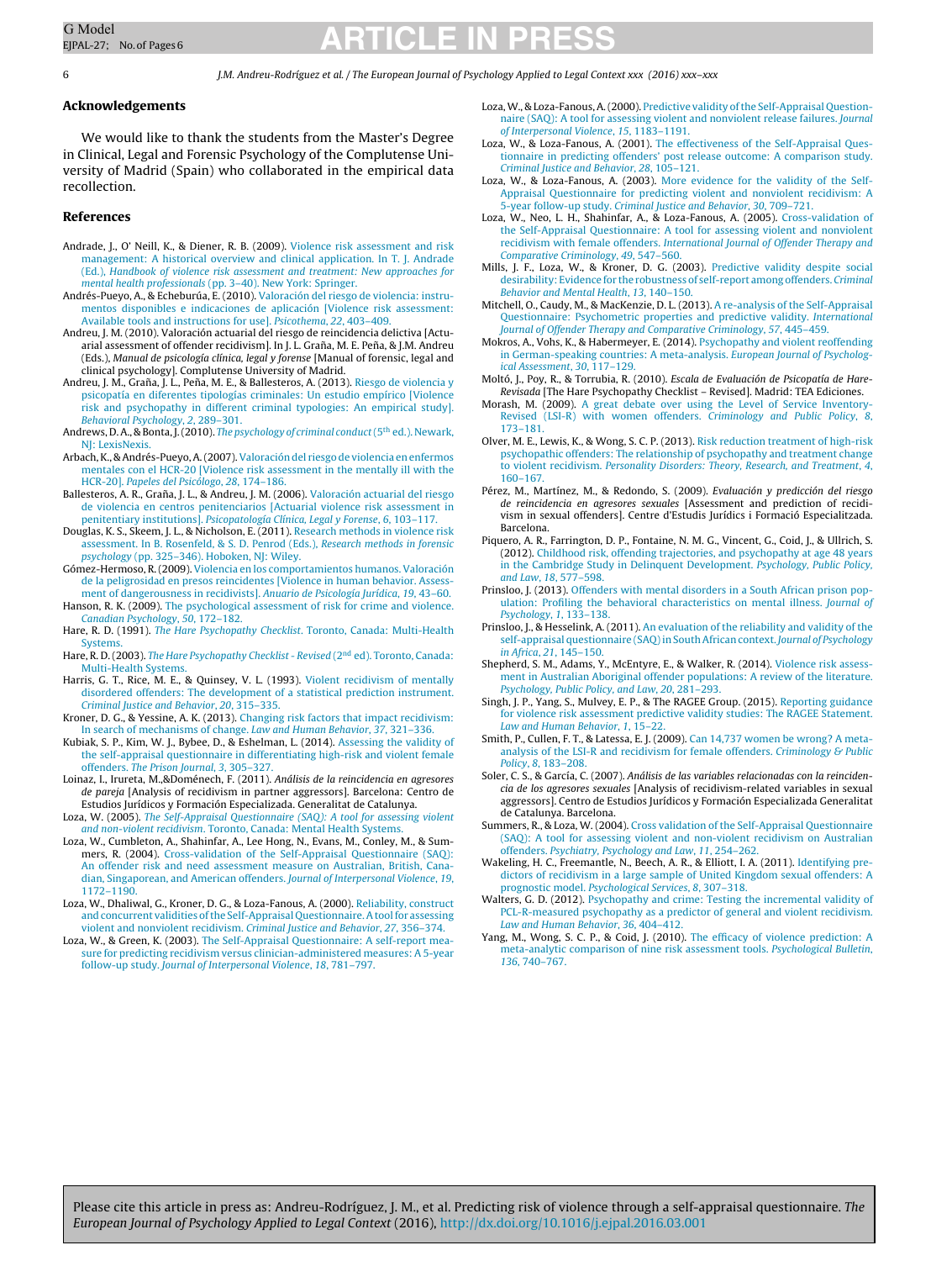## Acknowledgements

We would like to thank the students from the Master's Degree in Clinical, Legal and Forensic Psychology of the Complutense University of Madrid (Spain) who collaborated in the empirical data recollection.

## References

Andrade, J., O' Neill, K., & Diener, R. B. (2009). Violence risk assessment and risk management: A historical overview and clinical application. In T. J. Andrade (Ed.), *Handbook of violence risk assessment and treatment: New approaches for mental health professionals* (pp. 3–40). New York: Springer.

Andrés-Pueyo, A., & Echeburúa, E. (2010). Valoración del riesgo de violencia: instrumentos disponibles e indicaciones de aplicación [Violence risk assessment: Available tools and instructions for use]. *Psicothema*, *22*, 403–409.

Andreu, J. M. (2010). Valoración actuarial del riesgo de reincidencia delictiva [Actuarial assessment of offender recidivism]. In J. L. Graña, M. E. Peña, & J.M. Andreu (Eds.), *Manual de psicología clínica, legal y forense* [Manual of forensic, legal and clinical psychology]. Complutense University of Madrid.

Andreu, J. M., Graña, J. L., Peña, M. E., & Ballesteros, A. (2013). Riesgo de violencia y psicopatía en diferentes tipologías criminales: Un estudio empírico [Violence risk and psychopathy in different criminal typologies: An empirical study]. *Behavioral Psychology*, *2*, 289–301.

Andrews, D. A., & Bonta, J. (2010). *The psychology of criminal conduct* (5th ed.). Newark, NJ: LexisNexis.

Arbach, K., & Andrés-Pueyo, A. (2007). Valoración del riesgo de violencia en enfermos mentales con el HCR-20 [Violence risk assessment in the mentally ill with the HCR-20]. *Papeles del Psicólogo*, *28*, 174–186.

Ballesteros, A. R., Graña, J. L., & Andreu, J. M. (2006). Valoración actuarial del riesgo de violencia en centros penitenciarios [Actuarial violence risk assessment in penitentiary institutions]. *Psicopatología Clínica, Legal y Forense*, *6*, 103–117.

Douglas, K. S., Skeem, J. L., & Nicholson, E. (2011). Research methods in violence risk assessment. In B. Rosenfeld, & S. D. Penrod (Eds.), *Research methods in forensic psychology* (pp. 325–346). Hoboken, NJ: Wiley.

Gómez-Hermoso, R. (2009). Violencia en los comportamientos humanos. Valoración de la peligrosidad en presos reincidentes [Violence in human behavior. Assessment of dangerousness in recidivists]. *Anuario de Psicología Jurídica*, *19*, 43–60.

Hanson, R. K. (2009). The psychological assessment of risk for crime and violence. *Canadian Psychology*, *50*, 172–182.

Hare, R. D. (1991). *The Hare Psychopathy Checklist*. Toronto, Canada: Multi-Health Systems.

Hare, R. D. (2003). *The Hare Psychopathy Checklist - Revised* (2nd ed). Toronto, Canada: Multi-Health Systems.

Harris, G. T., Rice, M. E., & Quinsey, V. L. (1993). Violent recidivism of mentally disordered offenders: The development of a statistical prediction instrument. *Criminal Justice and Behavior*, *20*, 315–335.

Kroner, D. G., & Yessine, A. K. (2013). Changing risk factors that impact recidivism: In search of mechanisms of change. *Law and Human Behavior*, *37*, 321–336.

Kubiak, S. P., Kim, W. J., Bybee, D., & Eshelman, L. (2014). Assessing the validity of the self-appraisal questionnaire in differentiating high-risk and violent female offenders. *The Prison Journal*, *3*, 305–327.

Loinaz, I., Irureta, M.,&Doménech, F. (2011). *Análisis de la reincidencia en agresores de pareja* [Analysis of recidivism in partner aggressors]. Barcelona: Centro de Estudios Jurídicos y Formación Especializada. Generalitat de Catalunya.

Loza, W. (2005). *The Self-Appraisal Questionnaire (SAQ): A tool for assessing violent and non-violent recidivism*. Toronto, Canada: Mental Health Systems.

Loza, W., Cumbleton, A., Shahinfar, A., Lee Hong, N., Evans, M., Conley, M., & Summers, R. (2004). Cross-validation of the Self-Appraisal Questionnaire (SAQ): An offender risk and need assessment measure on Australian, British, Canadian, Singaporean, and American offenders. *Journal of Interpersonal Violence*, *19*, 1172–1190.

Loza, W., Dhaliwal, G., Kroner, D. G., & Loza-Fanous, A. (2000). Reliability, construct and concurrent validities of the Self-Appraisal Questionnaire. A tool for assessing violent and nonviolent recidivism. *Criminal Justice and Behavior*, *27*, 356–374.

Loza, W., & Green, K. (2003). The Self-Appraisal Questionnaire: A self-report measure for predicting recidivism versus clinician-administered measures: A 5-year follow-up study. *Journal of Interpersonal Violence*, *18*, 781–797.

Loza, W., & Loza-Fanous, A. (2000). Predictive validity of the Self-Appraisal Questionnaire (SAQ): A tool for assessing violent and nonviolent release failures. *Journal of Interpersonal Violence*, *15*, 1183–1191.

Loza, W., & Loza-Fanous, A. (2001). The effectiveness of the Self-Appraisal Questionnaire in predicting offenders' post release outcome: A comparison study. *Criminal Justice and Behavior*, *28*, 105–121.

Loza, W., & Loza-Fanous, A. (2003). More evidence for the validity of the Self-Appraisal Questionnaire for predicting violent and nonviolent recidivism: A 5-year follow-up study. *Criminal Justice and Behavior*, *30*, 709–721.

Loza, W., Neo, L. H., Shahinfar, A., & Loza-Fanous, A. (2005). Cross-validation of the Self-Appraisal Questionnaire: A tool for assessing violent and nonviolent recidivism with female offenders. *International Journal of Offender Therapy and Comparative Criminology*, *49*, 547–560.

Mills, J. F., Loza, W., & Kroner, D. G. (2003). Predictive validity despite social desirability: Evidence for the robustness of self-report among offenders. *Criminal Behavior and Mental Health*, *13*, 140–150.

Mitchell, O., Caudy, M., & MacKenzie, D. L. (2013). A re-analysis of the Self-Appraisal Questionnaire: Psychometric properties and predictive validity. *International Journal of Offender Therapy and Comparative Criminology*, *57*, 445–459.

Mokros, A., Vohs, K., & Habermeyer, E. (2014). Psychopathy and violent reoffending in German-speaking countries: A meta-analysis. *European Journal of Psychological Assessment*, *30*, 117–129.

Moltó, J., Poy, R., & Torrubia, R. (2010). *Escala de Evaluación de Psicopatía de Hare-Revisada* [The Hare Psychopathy Checklist – Revised]. Madrid: TEA Ediciones.

Morash, M. (2009). A great debate over using the Level of Service Inventory-Revised (LSI-R) with women offenders. *Criminology and Public Policy*, *8*, 173–181.

Olver, M. E., Lewis, K., & Wong, S. C. P. (2013). Risk reduction treatment of high-risk psychopathic offenders: The relationship of psychopathy and treatment change to violent recidivism. *Personality Disorders: Theory, Research, and Treatment*, *4*, 160–167.

Pérez, M., Martínez, M., & Redondo, S. (2009). *Evaluación y predicción del riesgo de reincidencia en agresores sexuales* [Assessment and prediction of recidivism in sexual offenders]. Centre d'Estudis Jurídics i Formació Especialitzada. Barcelona.

Piquero, A. R., Farrington, D. P., Fontaine, N. M. G., Vincent, G., Coid, J., & Ullrich, S. (2012). Childhood risk, offending trajectories, and psychopathy at age 48 years in the Cambridge Study in Delinquent Development. *Psychology, Public Policy, and Law*, *18*, 577–598.

Prinsloo, J. (2013). Offenders with mental disorders in a South African prison population: Profiling the behavioral characteristics on mental illness. *Journal of Psychology*, *1*, 133–138.

Prinsloo, J., & Hesselink, A. (2011). An evaluation of the reliability and validity of the self-appraisal questionnaire (SAQ) in South African context. *Journal of Psychology in Africa*, *21*, 145–150.

Shepherd, S. M., Adams, Y., McEntyre, E., & Walker, R. (2014). Violence risk assessment in Australian Aboriginal offender populations: A review of the literature. *Psychology, Public Policy, and Law*, *20*, 281–293.

Singh, J. P., Yang, S., Mulvey, E. P., & The RAGEE Group. (2015). Reporting guidance for violence risk assessment predictive validity studies: The RAGEE Statement. *Law and Human Behavior*, *1*, 15–22.

Smith, P., Cullen, F. T., & Latessa, E. J. (2009). Can 14,737 women be wrong? A meta-analysis of the LSI-R and recidivism for female offenders. *Criminology & Public Policy*, *8*, 183–208.

Soler, C. S., & García, C. (2007). *Análisis de las variables relacionadas con la reincidencia de los agresores sexuales* [Analysis of recidivism-related variables in sexual aggressors]. Centre de Estudios Jurídicos y Formación Especializada Generalitat de Catalunya. Barcelona.

Summers, R., & Loza, W. (2004). Cross validation of the Self-Appraisal Questionnaire (SAQ): A tool for assessing violent and non-violent recidivism on Australian offenders. *Psychiatry, Psychology and Law*, *11*, 254–262.

Wakeling, H. C., Freemantle, N., Beech, A. R., & Elliott, I. A. (2011). Identifying predictors of recidivism in a large sample of United Kingdom sexual offenders: A prognostic model. *Psychological Services*, *8*, 307–318.

Walters, G. D. (2012). Psychopathy and crime: Testing the incremental validity of PCL-R-measured psychopathy as a predictor of general and violent recidivism. *Law and Human Behavior*, *36*, 404–412.

Yang, M., Wong, S. C. P., & Coid, J. (2010). The efficacy of violence prediction: A meta-analytic comparison of nine risk assessment tools. *Psychological Bulletin*, *136*, 740–767.

Please cite this article in press as: Andreu-Rodríguez, J. M., et al. Predicting risk of violence through a self-appraisal questionnaire. *The European Journal of Psychology Applied to Legal Context* (2016), http://dx.doi.org/10.1016/j.ejpal.2016.03.001